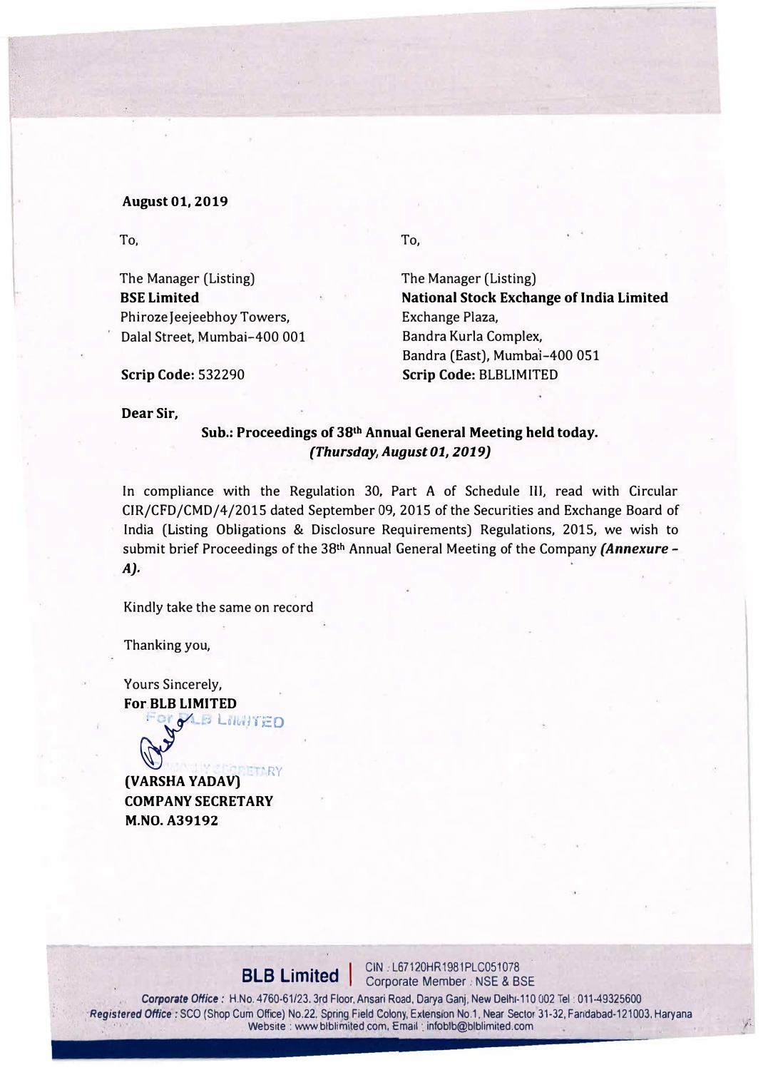**August 01, 2019**

To,

The Manager (Listing)
**BSE Limited**
Phiroze Jeejeebhoy Towers,
Dalal Street, Mumbai-400 001

**Scrip Code:** 532290

To,

The Manager (Listing)
**National Stock Exchange of India Limited**
Exchange Plaza,
Bandra Kurla Complex,
Bandra (East), Mumbai-400 051
**Scrip Code:** BLBLIMITED

**Dear Sir,**

**Sub.: Proceedings of 38th Annual General Meeting held today.**
***(Thursday, August 01, 2019)***

In compliance with the Regulation 30, Part A of Schedule III, read with Circular CIR/CFD/CMD/4/2015 dated September 09, 2015 of the Securities and Exchange Board of India (Listing Obligations & Disclosure Requirements) Regulations, 2015, we wish to submit brief Proceedings of the 38th Annual General Meeting of the Company ***(Annexure - A)***.

Kindly take the same on record

Thanking you,

Yours Sincerely,
**For BLB LIMITED**

**(VARSHA YADAV)**
**COMPANY SECRETARY**
**M.NO. A39192**

**BLB Limited** | CIN : L67120HR1981PLC051078
Corporate Member : NSE & BSE

***Corporate Office :*** H.No. 4760-61/23, 3rd Floor, Ansari Road, Darya Ganj, New Delhi-110 002 Tel : 011-49325600
***Registered Office :*** SCO (Shop Cum Office) No.22, Spring Field Colony, Extension No.1, Near Sector 31-32, Faridabad-121003, Haryana
Website : www.blblimited.com, Email : infoblb@blblimited.com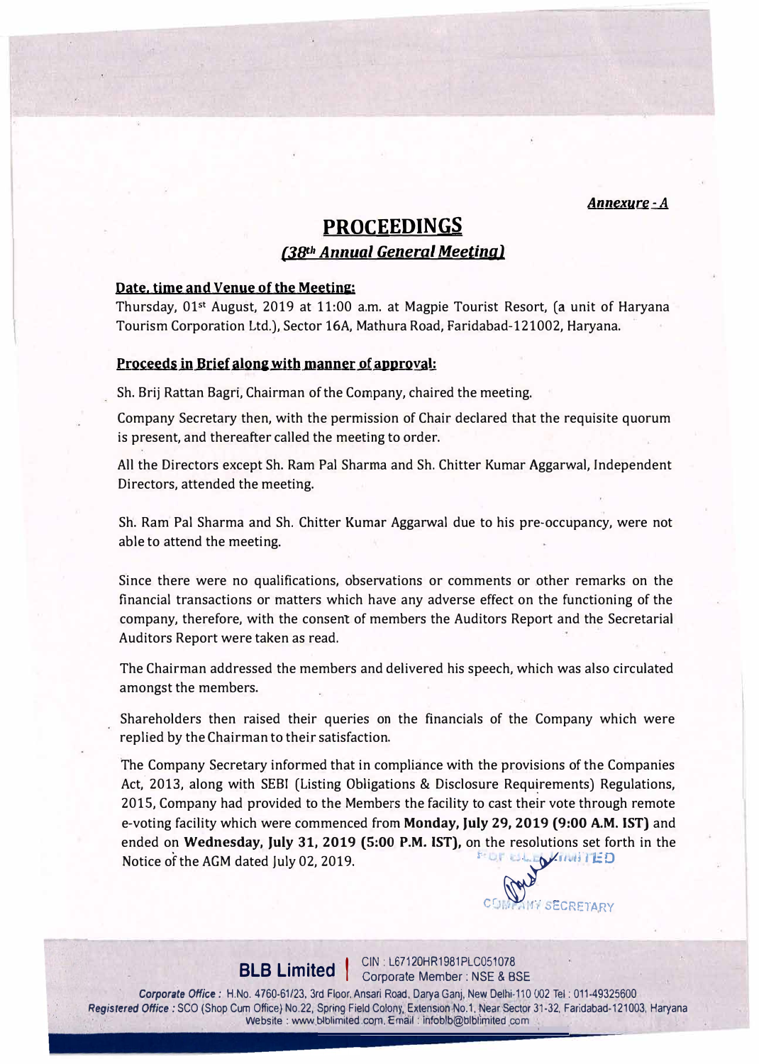*Annexure - A*

# PROCEEDINGS

## *(38th Annual General Meeting)*

**Date, time and Venue of the Meeting:**

Thursday, 01st August, 2019 at 11:00 a.m. at Magpie Tourist Resort, (a unit of Haryana Tourism Corporation Ltd.), Sector 16A, Mathura Road, Faridabad-121002, Haryana.

**Proceeds in Brief along with manner of approval:**

Sh. Brij Rattan Bagri, Chairman of the Company, chaired the meeting.

Company Secretary then, with the permission of Chair declared that the requisite quorum is present, and thereafter called the meeting to order.

All the Directors except Sh. Ram Pal Sharma and Sh. Chitter Kumar Aggarwal, Independent Directors, attended the meeting.

Sh. Ram Pal Sharma and Sh. Chitter Kumar Aggarwal due to his pre-occupancy, were not able to attend the meeting.

Since there were no qualifications, observations or comments or other remarks on the financial transactions or matters which have any adverse effect on the functioning of the company, therefore, with the consent of members the Auditors Report and the Secretarial Auditors Report were taken as read.

The Chairman addressed the members and delivered his speech, which was also circulated amongst the members.

Shareholders then raised their queries on the financials of the Company which were replied by the Chairman to their satisfaction.

The Company Secretary informed that in compliance with the provisions of the Companies Act, 2013, along with SEBI (Listing Obligations & Disclosure Requirements) Regulations, 2015, Company had provided to the Members the facility to cast their vote through remote e-voting facility which were commenced from **Monday, July 29, 2019 (9:00 A.M. IST)** and ended on **Wednesday, July 31, 2019 (5:00 P.M. IST),** on the resolutions set forth in the Notice of the AGM dated July 02, 2019.

For BLB LIMITED

COMPANY SECRETARY

**BLB Limited** | CIN : L67120HR1981PLC051078
Corporate Member : NSE & BSE

***Corporate Office :*** H.No. 4760-61/23, 3rd Floor, Ansari Road, Darya Ganj, New Delhi-110 002 Tel : 011-49325600
***Registered Office :*** SCO (Shop Cum Office) No.22, Spring Field Colony, Extension No.1, Near Sector 31-32, Faridabad-121003, Haryana
Website : www.blblimited.com, Email : infoblb@blblimited.com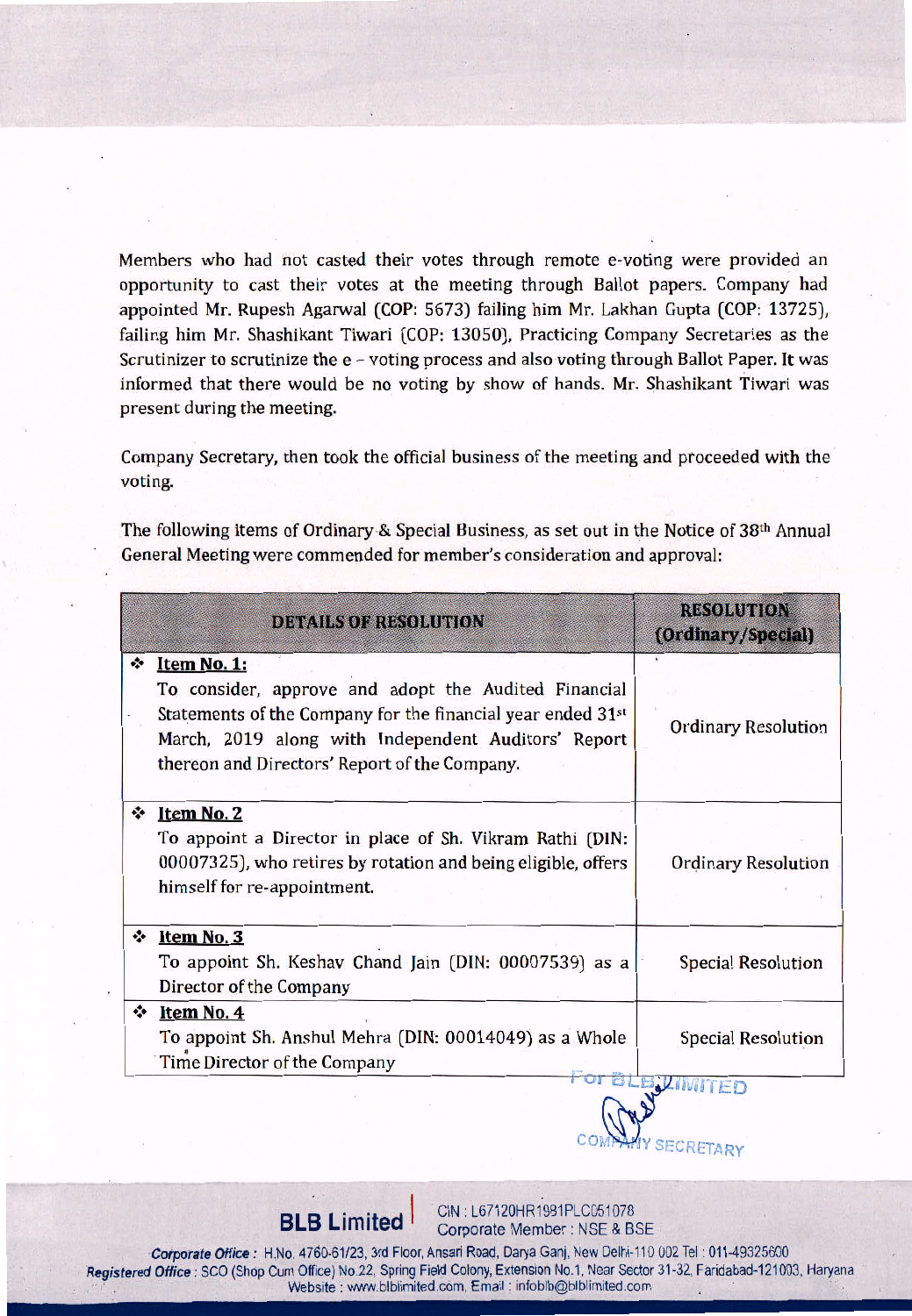Members who had not casted their votes through remote e-voting were provided an opportunity to cast their votes at the meeting through Ballot papers. Company had appointed Mr. Rupesh Agarwal (COP: 5673) failing him Mr. Lakhan Gupta (COP: 13725), failing him Mr. Shashikant Tiwari (COP: 13050), Practicing Company Secretaries as the Scrutinizer to scrutinize the e – voting process and also voting through Ballot Paper. It was informed that there would be no voting by show of hands. Mr. Shashikant Tiwari was present during the meeting.

Company Secretary, then took the official business of the meeting and proceeded with the voting.

The following items of Ordinary & Special Business, as set out in the Notice of 38th Annual General Meeting were commended for member's consideration and approval:

| DETAILS OF RESOLUTION | RESOLUTION (Ordinary/Special) |
|---|---|
| ❖ **Item No. 1:** To consider, approve and adopt the Audited Financial Statements of the Company for the financial year ended 31st March, 2019 along with Independent Auditors' Report thereon and Directors' Report of the Company. | Ordinary Resolution |
| ❖ **Item No. 2** To appoint a Director in place of Sh. Vikram Rathi (DIN: 00007325), who retires by rotation and being eligible, offers himself for re-appointment. | Ordinary Resolution |
| ❖ **Item No. 3** To appoint Sh. Keshav Chand Jain (DIN: 00007539) as a Director of the Company | Special Resolution |
| ❖ **Item No. 4** To appoint Sh. Anshul Mehra (DIN: 00014049) as a Whole Time Director of the Company | Special Resolution |

For BLB LIMITED

COMPANY SECRETARY

**BLB Limited** CIN : L67120HR1981PLC051078 Corporate Member : NSE & BSE

*Corporate Office* : H.No. 4760-61/23, 3rd Floor, Ansari Road, Darya Ganj, New Delhi-110 002 Tel : 011-49325600
*Registered Office* : SCO (Shop Cum Office) No.22, Spring Field Colony, Extension No.1, Near Sector 31-32, Faridabad-121003, Haryana
Website : www.blblimited.com, Email : infoblb@blblimited.com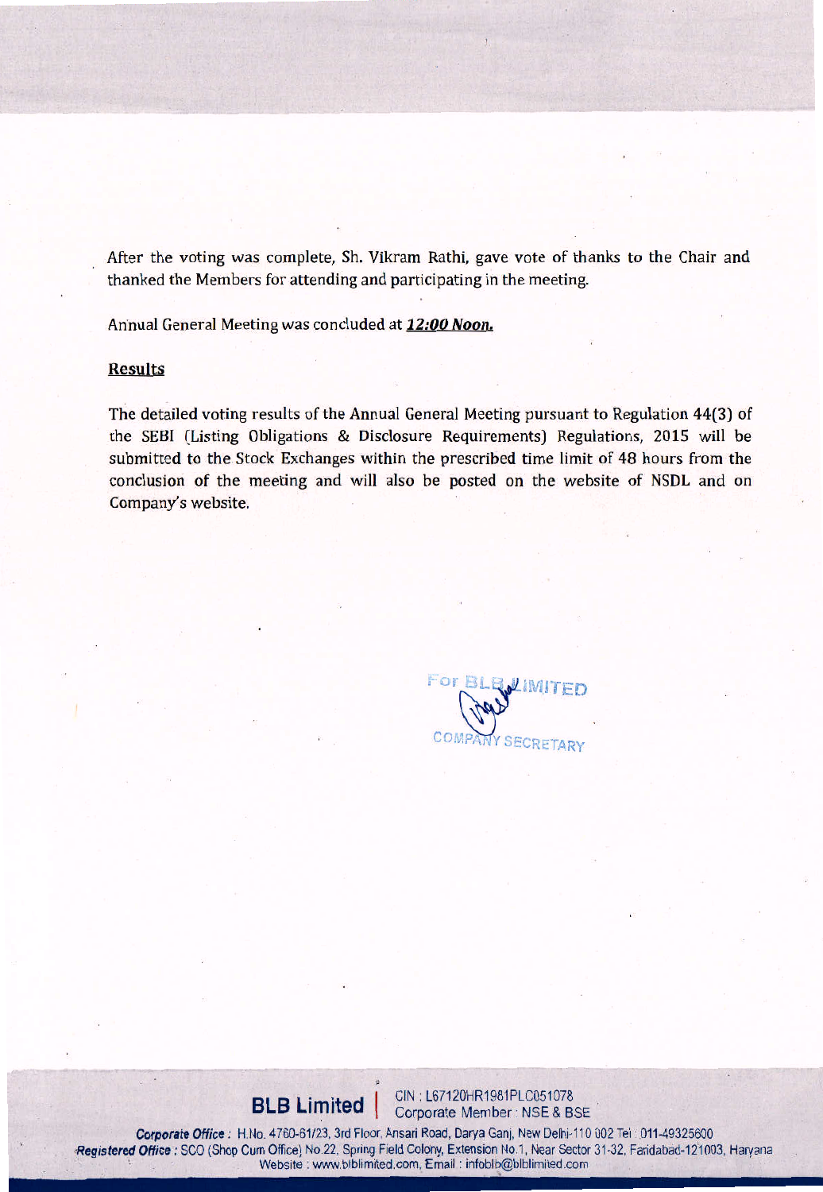After the voting was complete, Sh. Vikram Rathi, gave vote of thanks to the Chair and thanked the Members for attending and participating in the meeting.

Annual General Meeting was concluded at ***12:00 Noon.***

**Results**

The detailed voting results of the Annual General Meeting pursuant to Regulation 44(3) of the SEBI (Listing Obligations & Disclosure Requirements) Regulations, 2015 will be submitted to the Stock Exchanges within the prescribed time limit of 48 hours from the conclusion of the meeting and will also be posted on the website of NSDL and on Company's website.

For BLB LIMITED

COMPANY SECRETARY

**BLB Limited** | CIN : L67120HR1981PLC051078
Corporate Member : NSE & BSE

***Corporate Office :*** H.No. 4760-61/23, 3rd Floor, Ansari Road, Darya Ganj, New Delhi-110 002 Tel : 011-49325600
***Registered Office :*** SCO (Shop Cum Office) No.22, Spring Field Colony, Extension No.1, Near Sector 31-32, Faridabad-121003, Haryana
Website : www.blblimited.com, Email : infoblb@blblimited.com